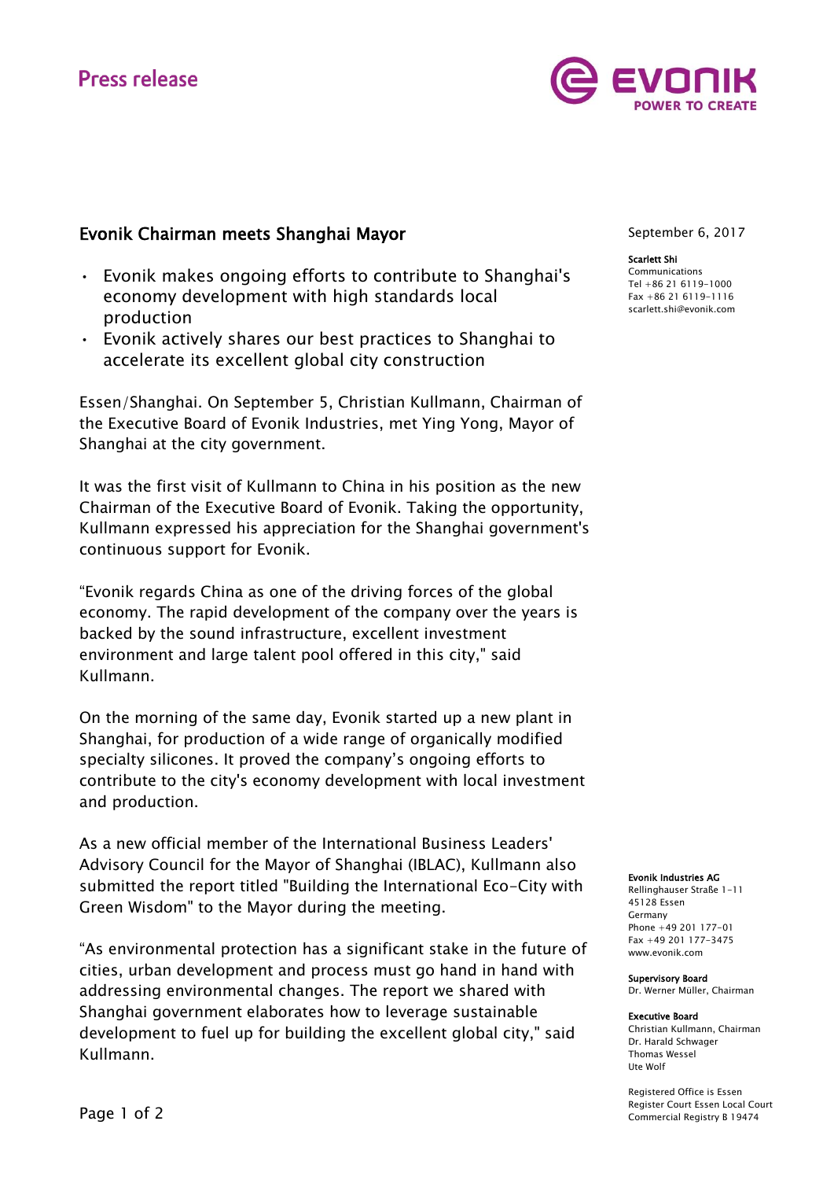Press release

# Evonik Chairman meets Shanghai Mayor

- Evonik makes ongoing efforts to contribute to Shanghai's economy development with high standards local production
- Evonik actively shares our best practices to Shanghai to accelerate its excellent global city construction

Essen/Shanghai. On September 5, Christian Kullmann, Chairman of the Executive Board of Evonik Industries, met Ying Yong, Mayor of Shanghai at the city government.

It was the first visit of Kullmann to China in his position as the new Chairman of the Executive Board of Evonik. Taking the opportunity, Kullmann expressed his appreciation for the Shanghai government's continuous support for Evonik.

“Evonik regards China as one of the driving forces of the global economy. The rapid development of the company over the years is backed by the sound infrastructure, excellent investment environment and large talent pool offered in this city," said Kullmann.

On the morning of the same day, Evonik started up a new plant in Shanghai, for production of a wide range of organically modified specialty silicones. It proved the company’s ongoing efforts to contribute to the city's economy development with local investment and production.

As a new official member of the International Business Leaders' Advisory Council for the Mayor of Shanghai (IBLAC), Kullmann also submitted the report titled "Building the International Eco-City with Green Wisdom" to the Mayor during the meeting.

“As environmental protection has a significant stake in the future of cities, urban development and process must go hand in hand with addressing environmental changes. The report we shared with Shanghai government elaborates how to leverage sustainable development to fuel up for building the excellent global city," said Kullmann.

September 6, 2017

**Scarlett Shi**
Communications
Tel +86 21 6119-1000
Fax +86 21 6119-1116
scarlett.shi@evonik.com

**Evonik Industries AG**
Rellinghauser Straße 1-11
45128 Essen
Germany
Phone +49 201 177-01
Fax +49 201 177-3475
www.evonik.com

**Supervisory Board**
Dr. Werner Müller, Chairman

**Executive Board**
Christian Kullmann, Chairman
Dr. Harald Schwager
Thomas Wessel
Ute Wolf

Registered Office is Essen
Register Court Essen Local Court
Commercial Registry B 19474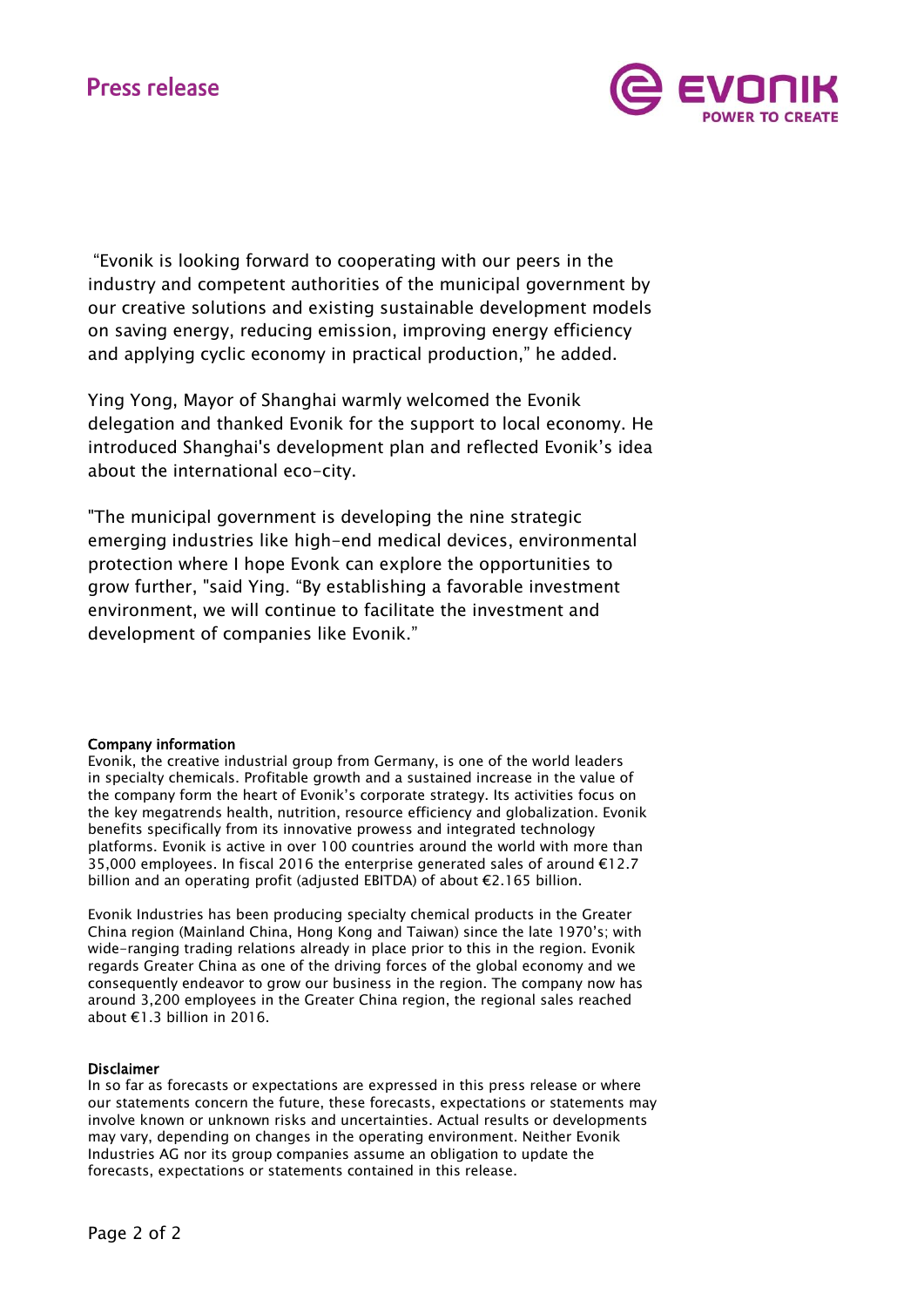"Evonik is looking forward to cooperating with our peers in the industry and competent authorities of the municipal government by our creative solutions and existing sustainable development models on saving energy, reducing emission, improving energy efficiency and applying cyclic economy in practical production," he added.

Ying Yong, Mayor of Shanghai warmly welcomed the Evonik delegation and thanked Evonik for the support to local economy. He introduced Shanghai's development plan and reflected Evonik's idea about the international eco-city.

"The municipal government is developing the nine strategic emerging industries like high-end medical devices, environmental protection where I hope Evonk can explore the opportunities to grow further, "said Ying. "By establishing a favorable investment environment, we will continue to facilitate the investment and development of companies like Evonik."

**Company information**

Evonik, the creative industrial group from Germany, is one of the world leaders in specialty chemicals. Profitable growth and a sustained increase in the value of the company form the heart of Evonik's corporate strategy. Its activities focus on the key megatrends health, nutrition, resource efficiency and globalization. Evonik benefits specifically from its innovative prowess and integrated technology platforms. Evonik is active in over 100 countries around the world with more than 35,000 employees. In fiscal 2016 the enterprise generated sales of around €12.7 billion and an operating profit (adjusted EBITDA) of about €2.165 billion.

Evonik Industries has been producing specialty chemical products in the Greater China region (Mainland China, Hong Kong and Taiwan) since the late 1970's; with wide-ranging trading relations already in place prior to this in the region. Evonik regards Greater China as one of the driving forces of the global economy and we consequently endeavor to grow our business in the region. The company now has around 3,200 employees in the Greater China region, the regional sales reached about €1.3 billion in 2016.

**Disclaimer**

In so far as forecasts or expectations are expressed in this press release or where our statements concern the future, these forecasts, expectations or statements may involve known or unknown risks and uncertainties. Actual results or developments may vary, depending on changes in the operating environment. Neither Evonik Industries AG nor its group companies assume an obligation to update the forecasts, expectations or statements contained in this release.